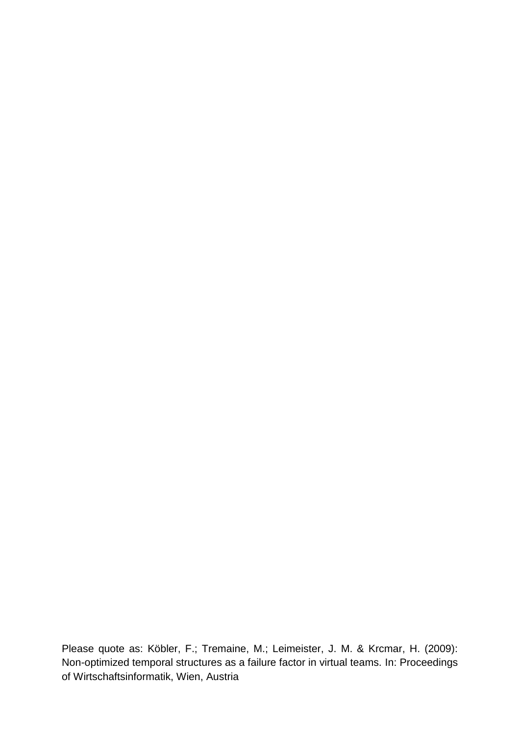Please quote as: Köbler, F.; Tremaine, M.; Leimeister, J. M. & Krcmar, H. (2009): Non-optimized temporal structures as a failure factor in virtual teams. In: Proceedings of Wirtschaftsinformatik, Wien, Austria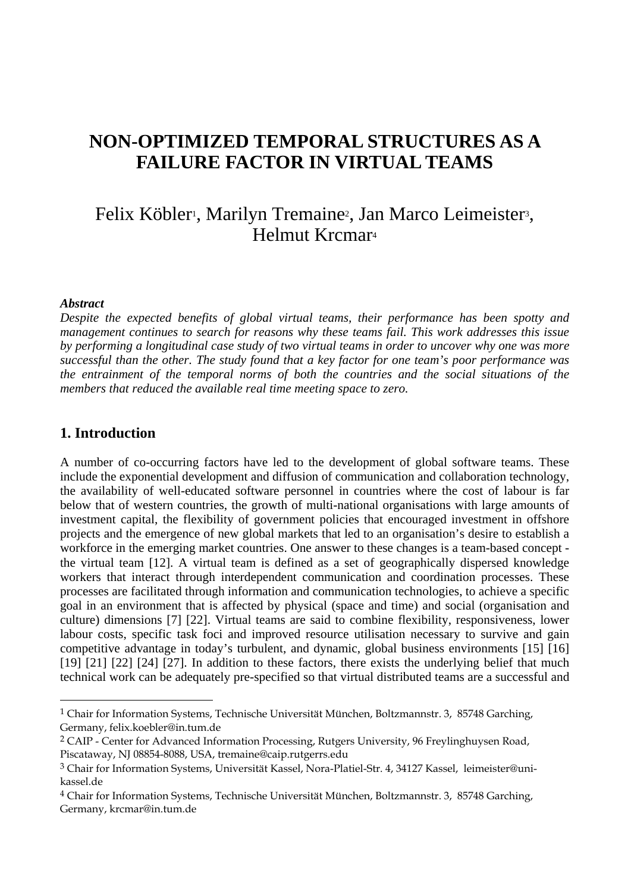# NON-OPTIMIZED TEMPORAL STRUCTURES AS A FAILURE FACTOR IN VIRTUAL TEAMS

Felix Köbler[1], Marilyn Tremaine[2], Jan Marco Leimeister[3], Helmut Krcmar[4]

***Abstract***

*Despite the expected benefits of global virtual teams, their performance has been spotty and management continues to search for reasons why these teams fail. This work addresses this issue by performing a longitudinal case study of two virtual teams in order to uncover why one was more successful than the other. The study found that a key factor for one team's poor performance was the entrainment of the temporal norms of both the countries and the social situations of the members that reduced the available real time meeting space to zero.*

## 1. Introduction

A number of co-occurring factors have led to the development of global software teams. These include the exponential development and diffusion of communication and collaboration technology, the availability of well-educated software personnel in countries where the cost of labour is far below that of western countries, the growth of multi-national organisations with large amounts of investment capital, the flexibility of government policies that encouraged investment in offshore projects and the emergence of new global markets that led to an organisation's desire to establish a workforce in the emerging market countries. One answer to these changes is a team-based concept - the virtual team [12]. A virtual team is defined as a set of geographically dispersed knowledge workers that interact through interdependent communication and coordination processes. These processes are facilitated through information and communication technologies, to achieve a specific goal in an environment that is affected by physical (space and time) and social (organisation and culture) dimensions [7] [22]. Virtual teams are said to combine flexibility, responsiveness, lower labour costs, specific task foci and improved resource utilisation necessary to survive and gain competitive advantage in today's turbulent, and dynamic, global business environments [15] [16] [19] [21] [22] [24] [27]. In addition to these factors, there exists the underlying belief that much technical work can be adequately pre-specified so that virtual distributed teams are a successful and

---

[1] Chair for Information Systems, Technische Universität München, Boltzmannstr. 3, 85748 Garching, Germany, felix.koebler@in.tum.de

[2] CAIP - Center for Advanced Information Processing, Rutgers University, 96 Freylinghuysen Road, Piscataway, NJ 08854-8088, USA, tremaine@caip.rutgerrs.edu

[3] Chair for Information Systems, Universität Kassel, Nora-Platiel-Str. 4, 34127 Kassel, leimeister@uni-kassel.de

[4] Chair for Information Systems, Technische Universität München, Boltzmannstr. 3, 85748 Garching, Germany, krcmar@in.tum.de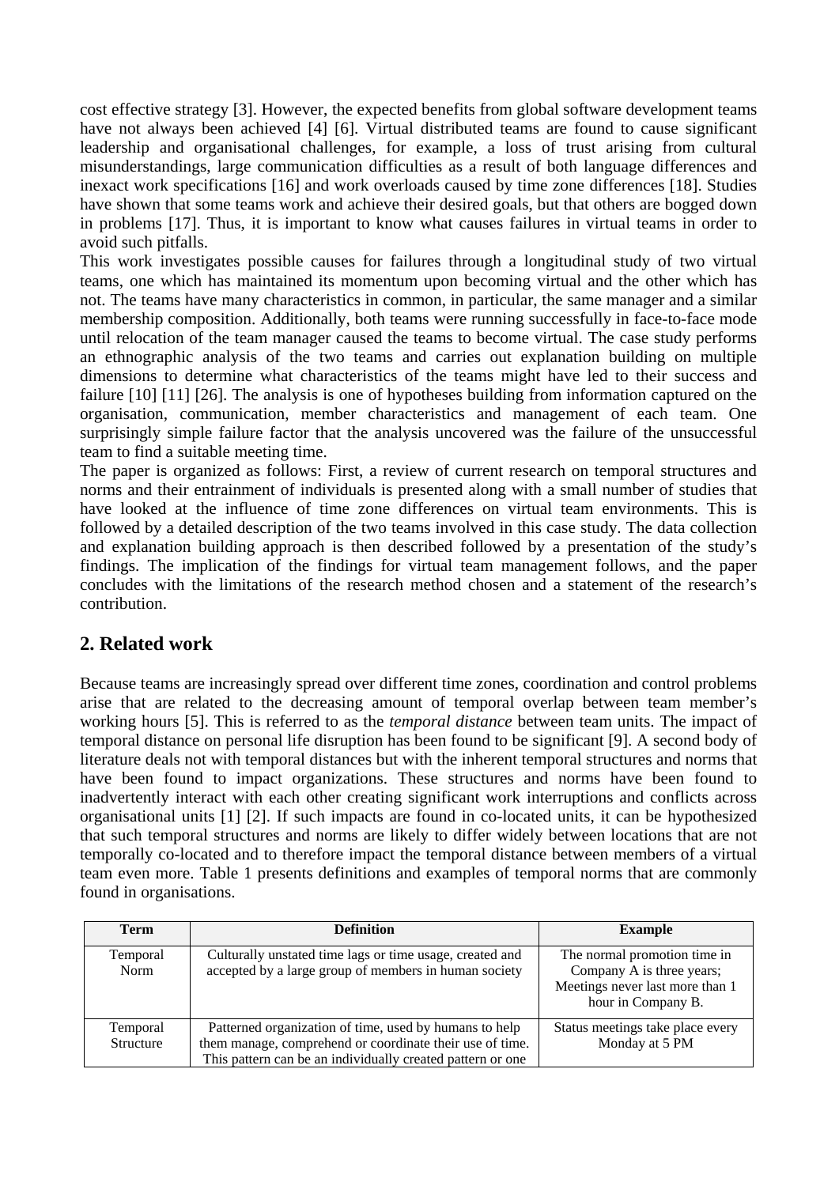cost effective strategy [3]. However, the expected benefits from global software development teams have not always been achieved [4] [6]. Virtual distributed teams are found to cause significant leadership and organisational challenges, for example, a loss of trust arising from cultural misunderstandings, large communication difficulties as a result of both language differences and inexact work specifications [16] and work overloads caused by time zone differences [18]. Studies have shown that some teams work and achieve their desired goals, but that others are bogged down in problems [17]. Thus, it is important to know what causes failures in virtual teams in order to avoid such pitfalls.

This work investigates possible causes for failures through a longitudinal study of two virtual teams, one which has maintained its momentum upon becoming virtual and the other which has not. The teams have many characteristics in common, in particular, the same manager and a similar membership composition. Additionally, both teams were running successfully in face-to-face mode until relocation of the team manager caused the teams to become virtual. The case study performs an ethnographic analysis of the two teams and carries out explanation building on multiple dimensions to determine what characteristics of the teams might have led to their success and failure [10] [11] [26]. The analysis is one of hypotheses building from information captured on the organisation, communication, member characteristics and management of each team. One surprisingly simple failure factor that the analysis uncovered was the failure of the unsuccessful team to find a suitable meeting time.

The paper is organized as follows: First, a review of current research on temporal structures and norms and their entrainment of individuals is presented along with a small number of studies that have looked at the influence of time zone differences on virtual team environments. This is followed by a detailed description of the two teams involved in this case study. The data collection and explanation building approach is then described followed by a presentation of the study's findings. The implication of the findings for virtual team management follows, and the paper concludes with the limitations of the research method chosen and a statement of the research's contribution.

## 2. Related work

Because teams are increasingly spread over different time zones, coordination and control problems arise that are related to the decreasing amount of temporal overlap between team member's working hours [5]. This is referred to as the *temporal distance* between team units. The impact of temporal distance on personal life disruption has been found to be significant [9]. A second body of literature deals not with temporal distances but with the inherent temporal structures and norms that have been found to impact organizations. These structures and norms have been found to inadvertently interact with each other creating significant work interruptions and conflicts across organisational units [1] [2]. If such impacts are found in co-located units, it can be hypothesized that such temporal structures and norms are likely to differ widely between locations that are not temporally co-located and to therefore impact the temporal distance between members of a virtual team even more. Table 1 presents definitions and examples of temporal norms that are commonly found in organisations.

| Term | Definition | Example |
|---|---|---|
| Temporal Norm | Culturally unstated time lags or time usage, created and accepted by a large group of members in human society | The normal promotion time in Company A is three years; Meetings never last more than 1 hour in Company B. |
| Temporal Structure | Patterned organization of time, used by humans to help them manage, comprehend or coordinate their use of time. This pattern can be an individually created pattern or one | Status meetings take place every Monday at 5 PM |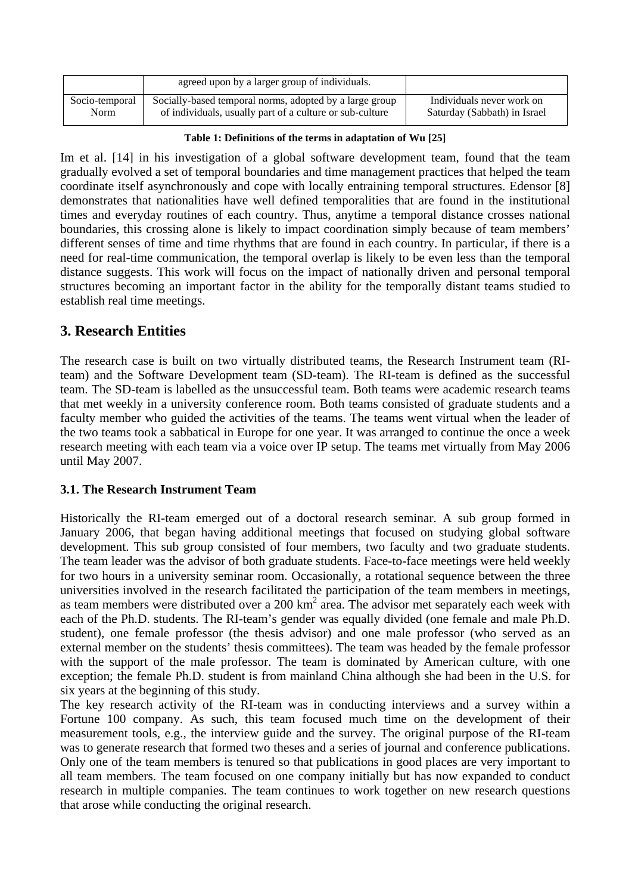|  | agreed upon by a larger group of individuals. |  |
| --- | --- | --- |
| Socio-temporal Norm | Socially-based temporal norms, adopted by a large group of individuals, usually part of a culture or sub-culture | Individuals never work on Saturday (Sabbath) in Israel |

**Table 1: Definitions of the terms in adaptation of Wu [25]**

Im et al. [14] in his investigation of a global software development team, found that the team gradually evolved a set of temporal boundaries and time management practices that helped the team coordinate itself asynchronously and cope with locally entraining temporal structures. Edensor [8] demonstrates that nationalities have well defined temporalities that are found in the institutional times and everyday routines of each country. Thus, anytime a temporal distance crosses national boundaries, this crossing alone is likely to impact coordination simply because of team members' different senses of time and time rhythms that are found in each country. In particular, if there is a need for real-time communication, the temporal overlap is likely to be even less than the temporal distance suggests. This work will focus on the impact of nationally driven and personal temporal structures becoming an important factor in the ability for the temporally distant teams studied to establish real time meetings.

## 3. Research Entities

The research case is built on two virtually distributed teams, the Research Instrument team (RI-team) and the Software Development team (SD-team). The RI-team is defined as the successful team. The SD-team is labelled as the unsuccessful team. Both teams were academic research teams that met weekly in a university conference room. Both teams consisted of graduate students and a faculty member who guided the activities of the teams. The teams went virtual when the leader of the two teams took a sabbatical in Europe for one year. It was arranged to continue the once a week research meeting with each team via a voice over IP setup. The teams met virtually from May 2006 until May 2007.

### 3.1. The Research Instrument Team

Historically the RI-team emerged out of a doctoral research seminar. A sub group formed in January 2006, that began having additional meetings that focused on studying global software development. This sub group consisted of four members, two faculty and two graduate students. The team leader was the advisor of both graduate students. Face-to-face meetings were held weekly for two hours in a university seminar room. Occasionally, a rotational sequence between the three universities involved in the research facilitated the participation of the team members in meetings, as team members were distributed over a 200 $km^2$ area. The advisor met separately each week with each of the Ph.D. students. The RI-team's gender was equally divided (one female and male Ph.D. student), one female professor (the thesis advisor) and one male professor (who served as an external member on the students' thesis committees). The team was headed by the female professor with the support of the male professor. The team is dominated by American culture, with one exception; the female Ph.D. student is from mainland China although she had been in the U.S. for six years at the beginning of this study.

The key research activity of the RI-team was in conducting interviews and a survey within a Fortune 100 company. As such, this team focused much time on the development of their measurement tools, e.g., the interview guide and the survey. The original purpose of the RI-team was to generate research that formed two theses and a series of journal and conference publications. Only one of the team members is tenured so that publications in good places are very important to all team members. The team focused on one company initially but has now expanded to conduct research in multiple companies. The team continues to work together on new research questions that arose while conducting the original research.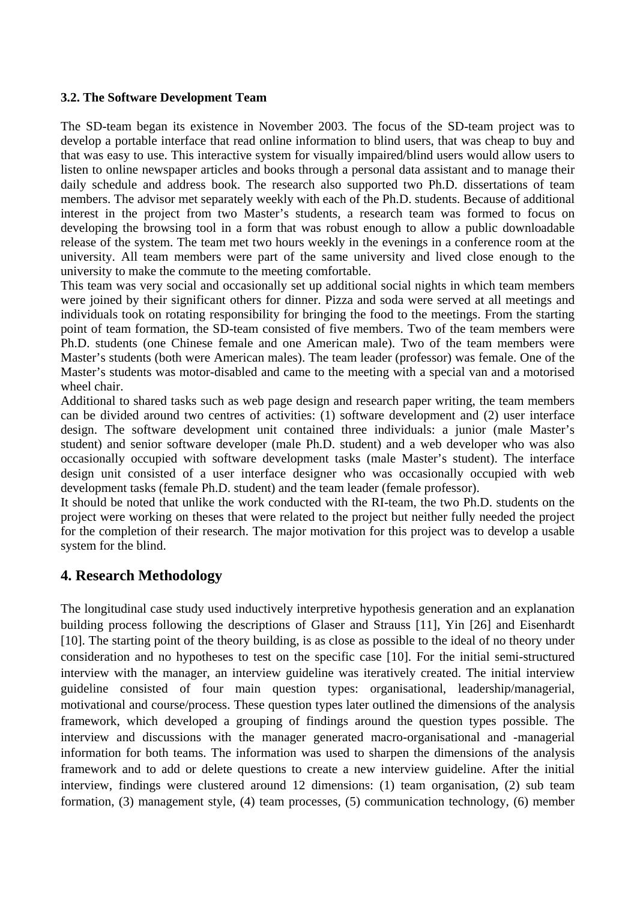### 3.2. The Software Development Team

The SD-team began its existence in November 2003. The focus of the SD-team project was to develop a portable interface that read online information to blind users, that was cheap to buy and that was easy to use. This interactive system for visually impaired/blind users would allow users to listen to online newspaper articles and books through a personal data assistant and to manage their daily schedule and address book. The research also supported two Ph.D. dissertations of team members. The advisor met separately weekly with each of the Ph.D. students. Because of additional interest in the project from two Master's students, a research team was formed to focus on developing the browsing tool in a form that was robust enough to allow a public downloadable release of the system. The team met two hours weekly in the evenings in a conference room at the university. All team members were part of the same university and lived close enough to the university to make the commute to the meeting comfortable.

This team was very social and occasionally set up additional social nights in which team members were joined by their significant others for dinner. Pizza and soda were served at all meetings and individuals took on rotating responsibility for bringing the food to the meetings. From the starting point of team formation, the SD-team consisted of five members. Two of the team members were Ph.D. students (one Chinese female and one American male). Two of the team members were Master's students (both were American males). The team leader (professor) was female. One of the Master's students was motor-disabled and came to the meeting with a special van and a motorised wheel chair.

Additional to shared tasks such as web page design and research paper writing, the team members can be divided around two centres of activities: (1) software development and (2) user interface design. The software development unit contained three individuals: a junior (male Master's student) and senior software developer (male Ph.D. student) and a web developer who was also occasionally occupied with software development tasks (male Master's student). The interface design unit consisted of a user interface designer who was occasionally occupied with web development tasks (female Ph.D. student) and the team leader (female professor).

It should be noted that unlike the work conducted with the RI-team, the two Ph.D. students on the project were working on theses that were related to the project but neither fully needed the project for the completion of their research. The major motivation for this project was to develop a usable system for the blind.

## 4. Research Methodology

The longitudinal case study used inductively interpretive hypothesis generation and an explanation building process following the descriptions of Glaser and Strauss [11], Yin [26] and Eisenhardt [10]. The starting point of the theory building, is as close as possible to the ideal of no theory under consideration and no hypotheses to test on the specific case [10]. For the initial semi-structured interview with the manager, an interview guideline was iteratively created. The initial interview guideline consisted of four main question types: organisational, leadership/managerial, motivational and course/process. These question types later outlined the dimensions of the analysis framework, which developed a grouping of findings around the question types possible. The interview and discussions with the manager generated macro-organisational and -managerial information for both teams. The information was used to sharpen the dimensions of the analysis framework and to add or delete questions to create a new interview guideline. After the initial interview, findings were clustered around 12 dimensions: (1) team organisation, (2) sub team formation, (3) management style, (4) team processes, (5) communication technology, (6) member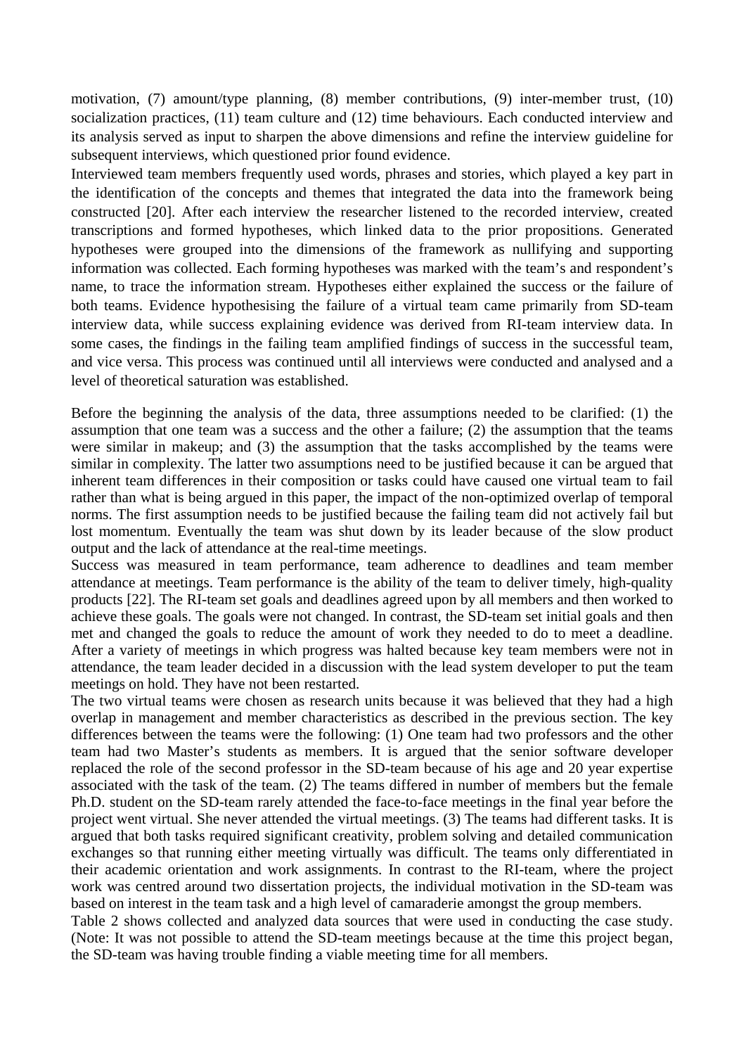motivation, (7) amount/type planning, (8) member contributions, (9) inter-member trust, (10) socialization practices, (11) team culture and (12) time behaviours. Each conducted interview and its analysis served as input to sharpen the above dimensions and refine the interview guideline for subsequent interviews, which questioned prior found evidence.

Interviewed team members frequently used words, phrases and stories, which played a key part in the identification of the concepts and themes that integrated the data into the framework being constructed [20]. After each interview the researcher listened to the recorded interview, created transcriptions and formed hypotheses, which linked data to the prior propositions. Generated hypotheses were grouped into the dimensions of the framework as nullifying and supporting information was collected. Each forming hypotheses was marked with the team's and respondent's name, to trace the information stream. Hypotheses either explained the success or the failure of both teams. Evidence hypothesising the failure of a virtual team came primarily from SD-team interview data, while success explaining evidence was derived from RI-team interview data. In some cases, the findings in the failing team amplified findings of success in the successful team, and vice versa. This process was continued until all interviews were conducted and analysed and a level of theoretical saturation was established.

Before the beginning the analysis of the data, three assumptions needed to be clarified: (1) the assumption that one team was a success and the other a failure; (2) the assumption that the teams were similar in makeup; and (3) the assumption that the tasks accomplished by the teams were similar in complexity. The latter two assumptions need to be justified because it can be argued that inherent team differences in their composition or tasks could have caused one virtual team to fail rather than what is being argued in this paper, the impact of the non-optimized overlap of temporal norms. The first assumption needs to be justified because the failing team did not actively fail but lost momentum. Eventually the team was shut down by its leader because of the slow product output and the lack of attendance at the real-time meetings.

Success was measured in team performance, team adherence to deadlines and team member attendance at meetings. Team performance is the ability of the team to deliver timely, high-quality products [22]. The RI-team set goals and deadlines agreed upon by all members and then worked to achieve these goals. The goals were not changed. In contrast, the SD-team set initial goals and then met and changed the goals to reduce the amount of work they needed to do to meet a deadline. After a variety of meetings in which progress was halted because key team members were not in attendance, the team leader decided in a discussion with the lead system developer to put the team meetings on hold. They have not been restarted.

The two virtual teams were chosen as research units because it was believed that they had a high overlap in management and member characteristics as described in the previous section. The key differences between the teams were the following: (1) One team had two professors and the other team had two Master's students as members. It is argued that the senior software developer replaced the role of the second professor in the SD-team because of his age and 20 year expertise associated with the task of the team. (2) The teams differed in number of members but the female Ph.D. student on the SD-team rarely attended the face-to-face meetings in the final year before the project went virtual. She never attended the virtual meetings. (3) The teams had different tasks. It is argued that both tasks required significant creativity, problem solving and detailed communication exchanges so that running either meeting virtually was difficult. The teams only differentiated in their academic orientation and work assignments. In contrast to the RI-team, where the project work was centred around two dissertation projects, the individual motivation in the SD-team was based on interest in the team task and a high level of camaraderie amongst the group members.

Table 2 shows collected and analyzed data sources that were used in conducting the case study. (Note: It was not possible to attend the SD-team meetings because at the time this project began, the SD-team was having trouble finding a viable meeting time for all members.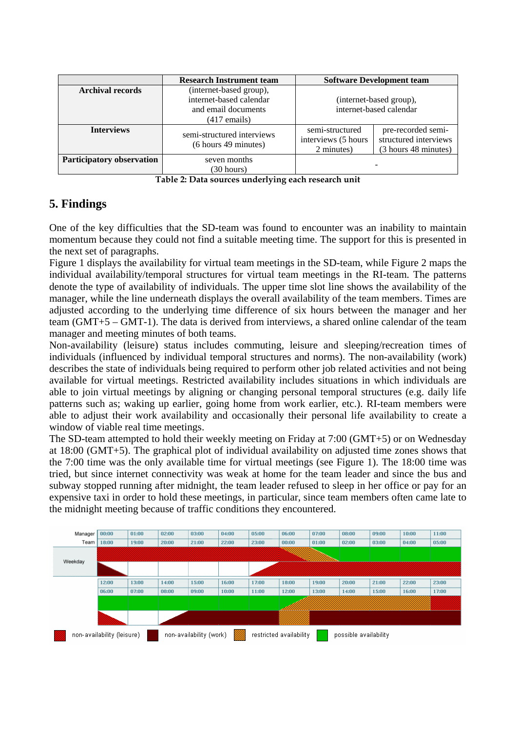| | Research Instrument team | Software Development team | |
|---|---|---|---|
| **Archival records** | (internet-based group), internet-based calendar and email documents (417 emails) | (internet-based group), internet-based calendar | |
| **Interviews** | semi-structured interviews (6 hours 49 minutes) | semi-structured interviews (5 hours 2 minutes) | pre-recorded semi-structured interviews (3 hours 48 minutes) |
| **Participatory observation** | seven months (30 hours) | - | |

**Table 2: Data sources underlying each research unit**

## 5. Findings

One of the key difficulties that the SD-team was found to encounter was an inability to maintain momentum because they could not find a suitable meeting time. The support for this is presented in the next set of paragraphs.

Figure 1 displays the availability for virtual team meetings in the SD-team, while Figure 2 maps the individual availability/temporal structures for virtual team meetings in the RI-team. The patterns denote the type of availability of individuals. The upper time slot line shows the availability of the manager, while the line underneath displays the overall availability of the team members. Times are adjusted according to the underlying time difference of six hours between the manager and her team (GMT+5 – GMT-1). The data is derived from interviews, a shared online calendar of the team manager and meeting minutes of both teams.

Non-availability (leisure) status includes commuting, leisure and sleeping/recreation times of individuals (influenced by individual temporal structures and norms). The non-availability (work) describes the state of individuals being required to perform other job related activities and not being available for virtual meetings. Restricted availability includes situations in which individuals are able to join virtual meetings by aligning or changing personal temporal structures (e.g. daily life patterns such as; waking up earlier, going home from work earlier, etc.). RI-team members were able to adjust their work availability and occasionally their personal life availability to create a window of viable real time meetings.

The SD-team attempted to hold their weekly meeting on Friday at 7:00 (GMT+5) or on Wednesday at 18:00 (GMT+5). The graphical plot of individual availability on adjusted time zones shows that the 7:00 time was the only available time for virtual meetings (see Figure 1). The 18:00 time was tried, but since internet connectivity was weak at home for the team leader and since the bus and subway stopped running after midnight, the team leader refused to sleep in her office or pay for an expensive taxi in order to hold these meetings, in particular, since team members often came late to the midnight meeting because of traffic conditions they encountered.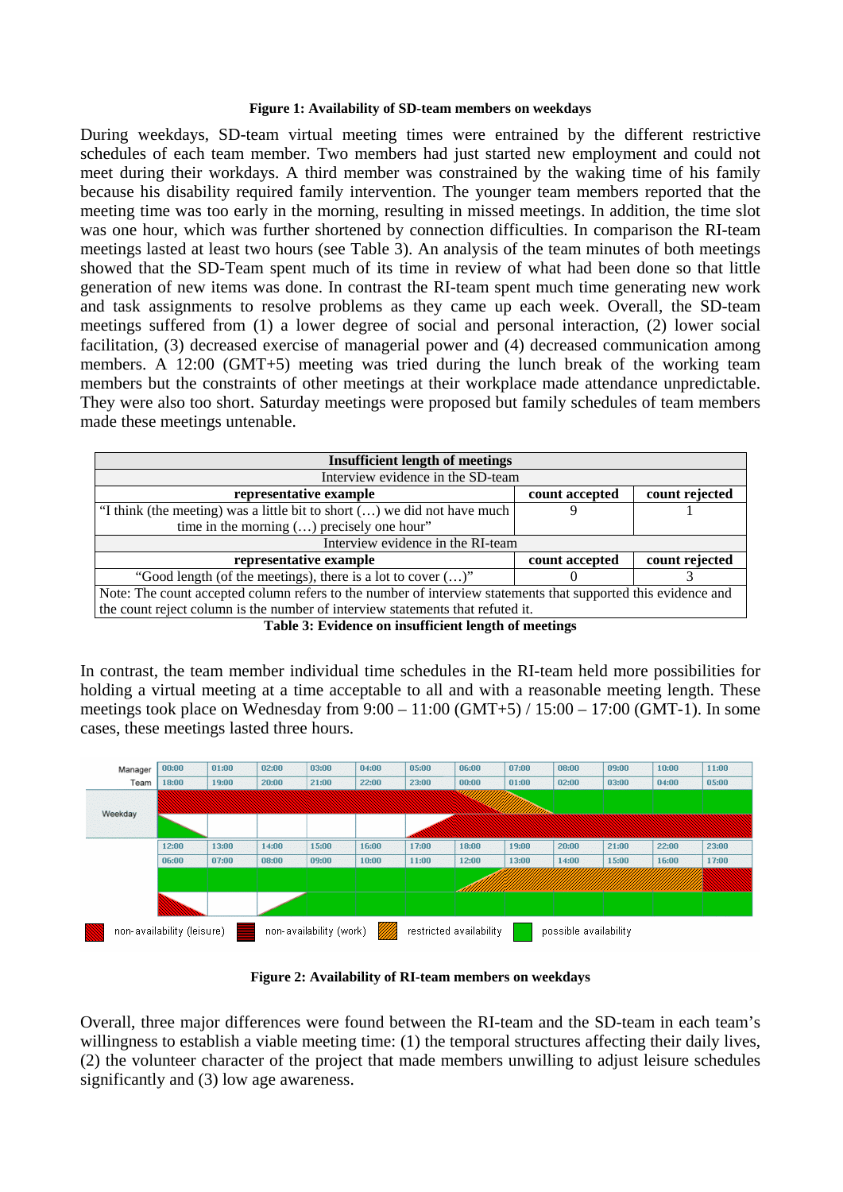**Figure 1: Availability of SD-team members on weekdays**

During weekdays, SD-team virtual meeting times were entrained by the different restrictive schedules of each team member. Two members had just started new employment and could not meet during their workdays. A third member was constrained by the waking time of his family because his disability required family intervention. The younger team members reported that the meeting time was too early in the morning, resulting in missed meetings. In addition, the time slot was one hour, which was further shortened by connection difficulties. In comparison the RI-team meetings lasted at least two hours (see Table 3). An analysis of the team minutes of both meetings showed that the SD-Team spent much of its time in review of what had been done so that little generation of new items was done. In contrast the RI-team spent much time generating new work and task assignments to resolve problems as they came up each week. Overall, the SD-team meetings suffered from (1) a lower degree of social and personal interaction, (2) lower social facilitation, (3) decreased exercise of managerial power and (4) decreased communication among members. A 12:00 (GMT+5) meeting was tried during the lunch break of the working team members but the constraints of other meetings at their workplace made attendance unpredictable. They were also too short. Saturday meetings were proposed but family schedules of team members made these meetings untenable.

| **Insufficient length of meetings** | | |
|---|---|---|
| Interview evidence in the SD-team | | |
| **representative example** | **count accepted** | **count rejected** |
| "I think (the meeting) was a little bit to short (…) we did not have much time in the morning (…) precisely one hour" | 9 | 1 |
| Interview evidence in the RI-team | | |
| **representative example** | **count accepted** | **count rejected** |
| "Good length (of the meetings), there is a lot to cover (…)" | 0 | 3 |
| Note: The count accepted column refers to the number of interview statements that supported this evidence and the count reject column is the number of interview statements that refuted it. | | |

**Table 3: Evidence on insufficient length of meetings**

In contrast, the team member individual time schedules in the RI-team held more possibilities for holding a virtual meeting at a time acceptable to all and with a reasonable meeting length. These meetings took place on Wednesday from 9:00 – 11:00 (GMT+5) / 15:00 – 17:00 (GMT-1). In some cases, these meetings lasted three hours.

**Figure 2: Availability of RI-team members on weekdays**

Overall, three major differences were found between the RI-team and the SD-team in each team's willingness to establish a viable meeting time: (1) the temporal structures affecting their daily lives, (2) the volunteer character of the project that made members unwilling to adjust leisure schedules significantly and (3) low age awareness.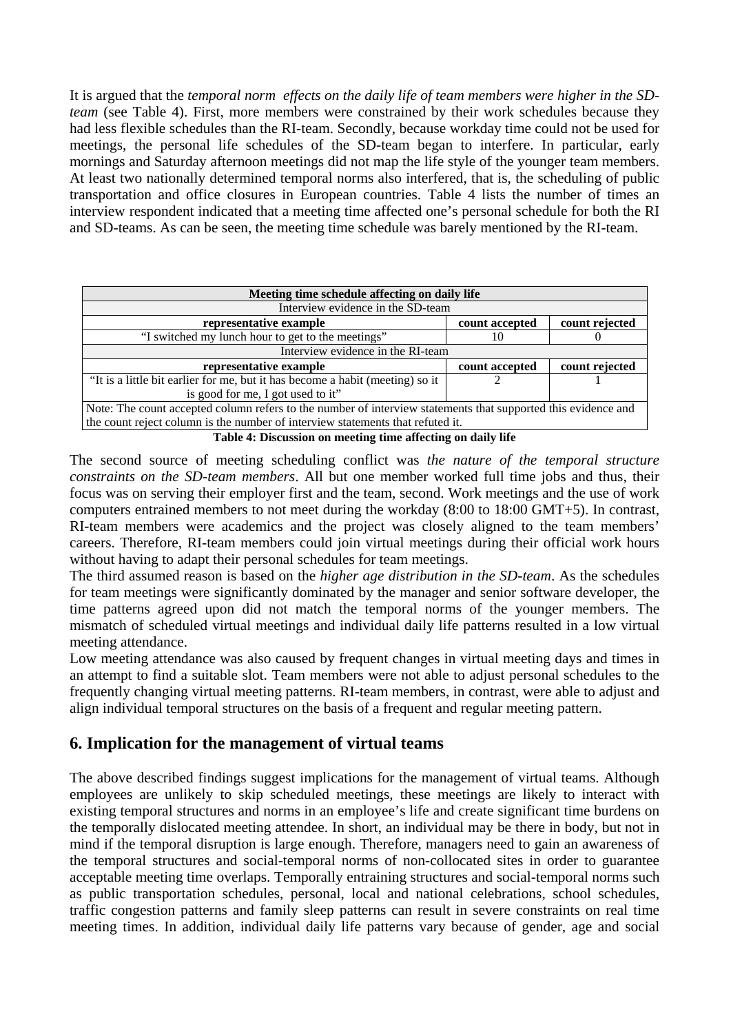It is argued that the *temporal norm effects on the daily life of team members were higher in the SD-team* (see Table 4). First, more members were constrained by their work schedules because they had less flexible schedules than the RI-team. Secondly, because workday time could not be used for meetings, the personal life schedules of the SD-team began to interfere. In particular, early mornings and Saturday afternoon meetings did not map the life style of the younger team members. At least two nationally determined temporal norms also interfered, that is, the scheduling of public transportation and office closures in European countries. Table 4 lists the number of times an interview respondent indicated that a meeting time affected one's personal schedule for both the RI and SD-teams. As can be seen, the meeting time schedule was barely mentioned by the RI-team.

| **Meeting time schedule affecting on daily life** | | |
|---|---|---|
| Interview evidence in the SD-team | | |
| **representative example** | **count accepted** | **count rejected** |
| "I switched my lunch hour to get to the meetings" | 10 | 0 |
| Interview evidence in the RI-team | | |
| **representative example** | **count accepted** | **count rejected** |
| "It is a little bit earlier for me, but it has become a habit (meeting) so it is good for me, I got used to it" | 2 | 1 |
| Note: The count accepted column refers to the number of interview statements that supported this evidence and the count reject column is the number of interview statements that refuted it. | | |

**Table 4: Discussion on meeting time affecting on daily life**

The second source of meeting scheduling conflict was *the nature of the temporal structure constraints on the SD-team members*. All but one member worked full time jobs and thus, their focus was on serving their employer first and the team, second. Work meetings and the use of work computers entrained members to not meet during the workday (8:00 to 18:00 GMT+5). In contrast, RI-team members were academics and the project was closely aligned to the team members' careers. Therefore, RI-team members could join virtual meetings during their official work hours without having to adapt their personal schedules for team meetings.

The third assumed reason is based on the *higher age distribution in the SD-team*. As the schedules for team meetings were significantly dominated by the manager and senior software developer, the time patterns agreed upon did not match the temporal norms of the younger members. The mismatch of scheduled virtual meetings and individual daily life patterns resulted in a low virtual meeting attendance.

Low meeting attendance was also caused by frequent changes in virtual meeting days and times in an attempt to find a suitable slot. Team members were not able to adjust personal schedules to the frequently changing virtual meeting patterns. RI-team members, in contrast, were able to adjust and align individual temporal structures on the basis of a frequent and regular meeting pattern.

## 6. Implication for the management of virtual teams

The above described findings suggest implications for the management of virtual teams. Although employees are unlikely to skip scheduled meetings, these meetings are likely to interact with existing temporal structures and norms in an employee's life and create significant time burdens on the temporally dislocated meeting attendee. In short, an individual may be there in body, but not in mind if the temporal disruption is large enough. Therefore, managers need to gain an awareness of the temporal structures and social-temporal norms of non-collocated sites in order to guarantee acceptable meeting time overlaps. Temporally entraining structures and social-temporal norms such as public transportation schedules, personal, local and national celebrations, school schedules, traffic congestion patterns and family sleep patterns can result in severe constraints on real time meeting times. In addition, individual daily life patterns vary because of gender, age and social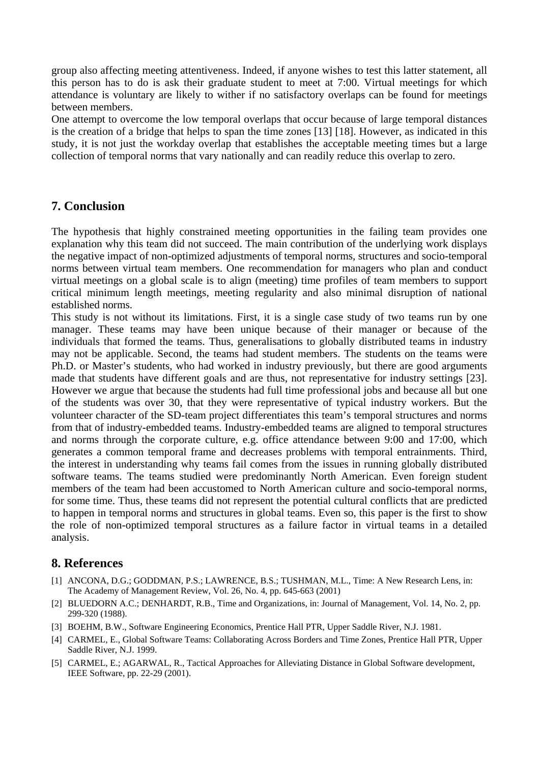group also affecting meeting attentiveness. Indeed, if anyone wishes to test this latter statement, all this person has to do is ask their graduate student to meet at 7:00. Virtual meetings for which attendance is voluntary are likely to wither if no satisfactory overlaps can be found for meetings between members.

One attempt to overcome the low temporal overlaps that occur because of large temporal distances is the creation of a bridge that helps to span the time zones [13] [18]. However, as indicated in this study, it is not just the workday overlap that establishes the acceptable meeting times but a large collection of temporal norms that vary nationally and can readily reduce this overlap to zero.

## 7. Conclusion

The hypothesis that highly constrained meeting opportunities in the failing team provides one explanation why this team did not succeed. The main contribution of the underlying work displays the negative impact of non-optimized adjustments of temporal norms, structures and socio-temporal norms between virtual team members. One recommendation for managers who plan and conduct virtual meetings on a global scale is to align (meeting) time profiles of team members to support critical minimum length meetings, meeting regularity and also minimal disruption of national established norms.

This study is not without its limitations. First, it is a single case study of two teams run by one manager. These teams may have been unique because of their manager or because of the individuals that formed the teams. Thus, generalisations to globally distributed teams in industry may not be applicable. Second, the teams had student members. The students on the teams were Ph.D. or Master's students, who had worked in industry previously, but there are good arguments made that students have different goals and are thus, not representative for industry settings [23]. However we argue that because the students had full time professional jobs and because all but one of the students was over 30, that they were representative of typical industry workers. But the volunteer character of the SD-team project differentiates this team's temporal structures and norms from that of industry-embedded teams. Industry-embedded teams are aligned to temporal structures and norms through the corporate culture, e.g. office attendance between 9:00 and 17:00, which generates a common temporal frame and decreases problems with temporal entrainments. Third, the interest in understanding why teams fail comes from the issues in running globally distributed software teams. The teams studied were predominantly North American. Even foreign student members of the team had been accustomed to North American culture and socio-temporal norms, for some time. Thus, these teams did not represent the potential cultural conflicts that are predicted to happen in temporal norms and structures in global teams. Even so, this paper is the first to show the role of non-optimized temporal structures as a failure factor in virtual teams in a detailed analysis.

## 8. References

[1] ANCONA, D.G.; GODDMAN, P.S.; LAWRENCE, B.S.; TUSHMAN, M.L., Time: A New Research Lens, in: The Academy of Management Review, Vol. 26, No. 4, pp. 645-663 (2001)

[2] BLUEDORN A.C.; DENHARDT, R.B., Time and Organizations, in: Journal of Management, Vol. 14, No. 2, pp. 299-320 (1988).

[3] BOEHM, B.W., Software Engineering Economics, Prentice Hall PTR, Upper Saddle River, N.J. 1981.

[4] CARMEL, E., Global Software Teams: Collaborating Across Borders and Time Zones, Prentice Hall PTR, Upper Saddle River, N.J. 1999.

[5] CARMEL, E.; AGARWAL, R., Tactical Approaches for Alleviating Distance in Global Software development, IEEE Software, pp. 22-29 (2001).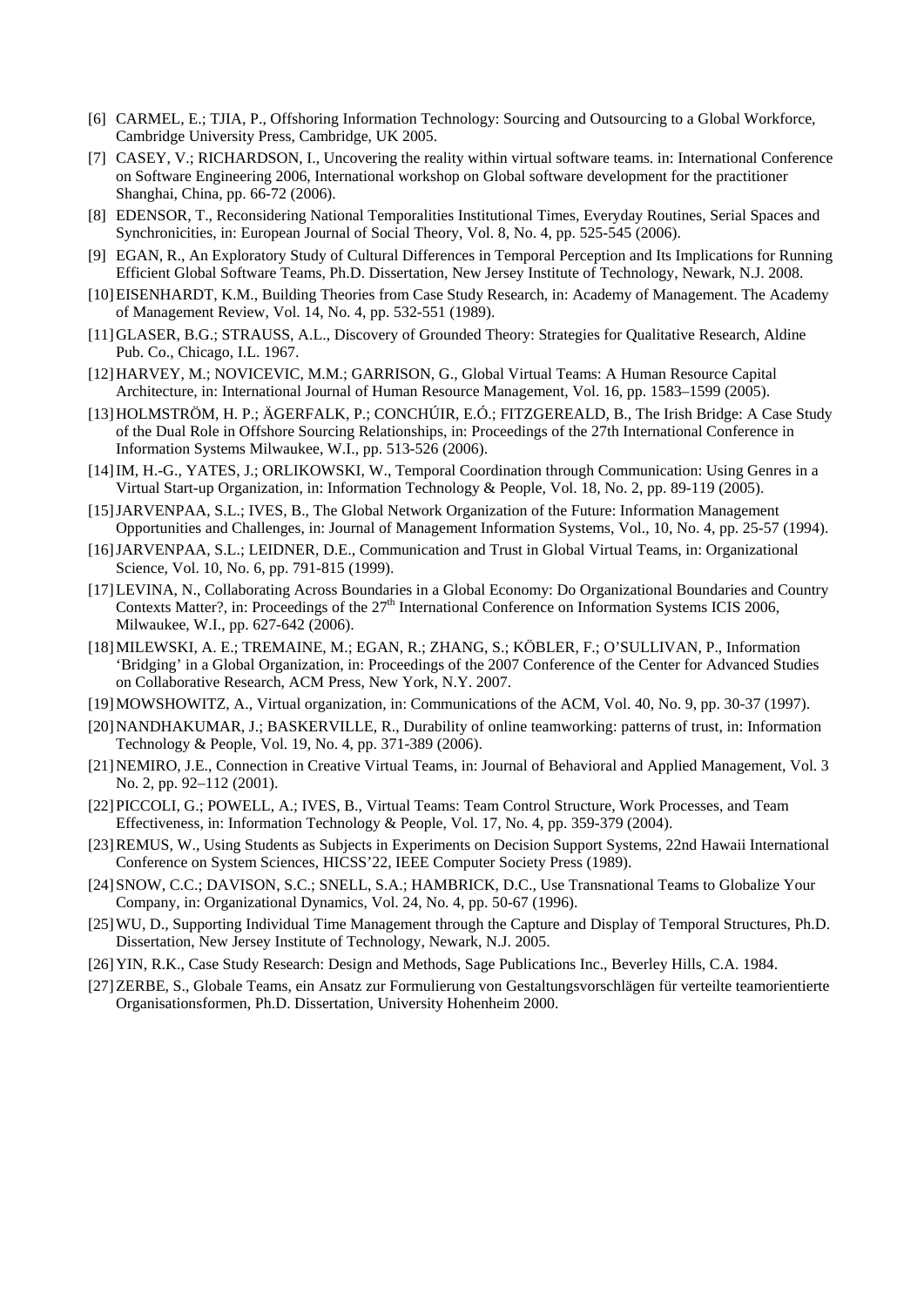[6] CARMEL, E.; TJIA, P., Offshoring Information Technology: Sourcing and Outsourcing to a Global Workforce, Cambridge University Press, Cambridge, UK 2005.

[7] CASEY, V.; RICHARDSON, I., Uncovering the reality within virtual software teams. in: International Conference on Software Engineering 2006, International workshop on Global software development for the practitioner Shanghai, China, pp. 66-72 (2006).

[8] EDENSOR, T., Reconsidering National Temporalities Institutional Times, Everyday Routines, Serial Spaces and Synchronicities, in: European Journal of Social Theory, Vol. 8, No. 4, pp. 525-545 (2006).

[9] EGAN, R., An Exploratory Study of Cultural Differences in Temporal Perception and Its Implications for Running Efficient Global Software Teams, Ph.D. Dissertation, New Jersey Institute of Technology, Newark, N.J. 2008.

[10] EISENHARDT, K.M., Building Theories from Case Study Research, in: Academy of Management. The Academy of Management Review, Vol. 14, No. 4, pp. 532-551 (1989).

[11] GLASER, B.G.; STRAUSS, A.L., Discovery of Grounded Theory: Strategies for Qualitative Research, Aldine Pub. Co., Chicago, I.L. 1967.

[12] HARVEY, M.; NOVICEVIC, M.M.; GARRISON, G., Global Virtual Teams: A Human Resource Capital Architecture, in: International Journal of Human Resource Management, Vol. 16, pp. 1583–1599 (2005).

[13] HOLMSTRÖM, H. P.; ÄGERFALK, P.; CONCHÚIR, E.Ó.; FITZGEREALD, B., The Irish Bridge: A Case Study of the Dual Role in Offshore Sourcing Relationships, in: Proceedings of the 27th International Conference in Information Systems Milwaukee, W.I., pp. 513-526 (2006).

[14] IM, H.-G., YATES, J.; ORLIKOWSKI, W., Temporal Coordination through Communication: Using Genres in a Virtual Start-up Organization, in: Information Technology & People, Vol. 18, No. 2, pp. 89-119 (2005).

[15] JARVENPAA, S.L.; IVES, B., The Global Network Organization of the Future: Information Management Opportunities and Challenges, in: Journal of Management Information Systems, Vol., 10, No. 4, pp. 25-57 (1994).

[16] JARVENPAA, S.L.; LEIDNER, D.E., Communication and Trust in Global Virtual Teams, in: Organizational Science, Vol. 10, No. 6, pp. 791-815 (1999).

[17] LEVINA, N., Collaborating Across Boundaries in a Global Economy: Do Organizational Boundaries and Country Contexts Matter?, in: Proceedings of the 27th International Conference on Information Systems ICIS 2006, Milwaukee, W.I., pp. 627-642 (2006).

[18] MILEWSKI, A. E.; TREMAINE, M.; EGAN, R.; ZHANG, S.; KÖBLER, F.; O'SULLIVAN, P., Information 'Bridging' in a Global Organization, in: Proceedings of the 2007 Conference of the Center for Advanced Studies on Collaborative Research, ACM Press, New York, N.Y. 2007.

[19] MOWSHOWITZ, A., Virtual organization, in: Communications of the ACM, Vol. 40, No. 9, pp. 30-37 (1997).

[20] NANDHAKUMAR, J.; BASKERVILLE, R., Durability of online teamworking: patterns of trust, in: Information Technology & People, Vol. 19, No. 4, pp. 371-389 (2006).

[21] NEMIRO, J.E., Connection in Creative Virtual Teams, in: Journal of Behavioral and Applied Management, Vol. 3 No. 2, pp. 92–112 (2001).

[22] PICCOLI, G.; POWELL, A.; IVES, B., Virtual Teams: Team Control Structure, Work Processes, and Team Effectiveness, in: Information Technology & People, Vol. 17, No. 4, pp. 359-379 (2004).

[23] REMUS, W., Using Students as Subjects in Experiments on Decision Support Systems, 22nd Hawaii International Conference on System Sciences, HICSS'22, IEEE Computer Society Press (1989).

[24] SNOW, C.C.; DAVISON, S.C.; SNELL, S.A.; HAMBRICK, D.C., Use Transnational Teams to Globalize Your Company, in: Organizational Dynamics, Vol. 24, No. 4, pp. 50-67 (1996).

[25] WU, D., Supporting Individual Time Management through the Capture and Display of Temporal Structures, Ph.D. Dissertation, New Jersey Institute of Technology, Newark, N.J. 2005.

[26] YIN, R.K., Case Study Research: Design and Methods, Sage Publications Inc., Beverley Hills, C.A. 1984.

[27] ZERBE, S., Globale Teams, ein Ansatz zur Formulierung von Gestaltungsvorschlägen für verteilte teamorientierte Organisationsformen, Ph.D. Dissertation, University Hohenheim 2000.